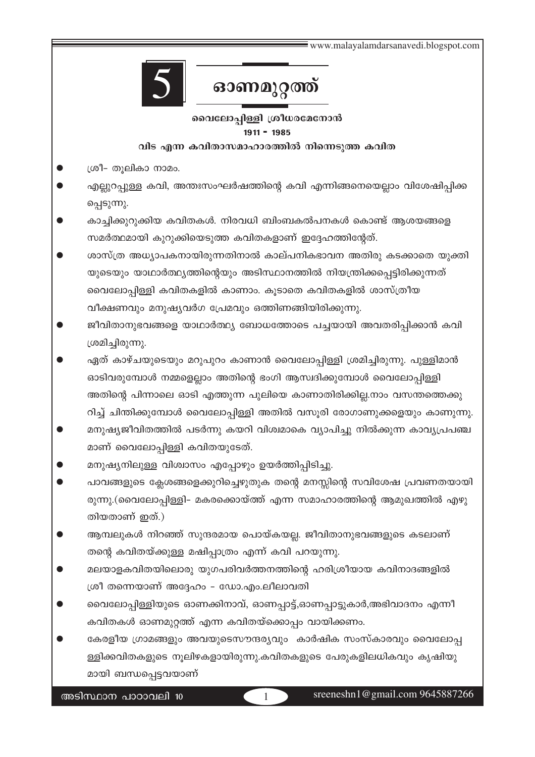# 5 ഓണമുറ്റത്ത്

**വൈലോപ്പിള്ളി ശ്രീധരമേനോൻ**

**1911 - 1985**

**വിട എന്ന കവിതാസമാഹാരത്തിൽ നിന്നെടുത്ത കവിത**

- ശ്രീ- തൂലികാ നാമം.
- എല്ലുറപ്പുള്ള കവി, അന്തഃസംഘർഷത്തിന്റെ കവി എന്നിങ്ങനെയെല്ലാം വിശേഷിപ്പിക്കപ്പെടുന്നു.
- കാച്ചിക്കുറുക്കിയ കവിതകൾ. നിരവധി ബിംബകൽപനകൾ കൊണ്ട് ആശയങ്ങളെ സമർത്ഥമായി കുറുക്കിയെടുത്ത കവിതകളാണ് ഇദ്ദേഹത്തിന്റേത്.
- ശാസ്ത്ര അധ്യാപകനായിരുന്നതിനാൽ കാല്പനികഭാവന അതിരു കടക്കാതെ യുക്തിയുടെയും യാഥാർത്ഥ്യത്തിന്റെയും അടിസ്ഥാനത്തിൽ നിയന്ത്രിക്കപ്പെട്ടിരിക്കുന്നത് വൈലോപ്പിള്ളി കവിതകളിൽ കാണാം. കൂടാതെ കവിതകളിൽ ശാസ്ത്രീയ വീക്ഷണവും മനുഷ്യവർഗ പ്രേമവും ഒത്തിണങ്ങിയിരിക്കുന്നു.
- ജീവിതാനുഭവങ്ങളെ യാഥാർത്ഥ്യ ബോധത്തോടെ പച്ചയായി അവതരിപ്പിക്കാൻ കവി ശ്രമിച്ചിരുന്നു.
- ഏത് കാഴ്ചയുടെയും മറുപുറം കാണാൻ വൈലോപ്പിള്ളി ശ്രമിച്ചിരുന്നു. പുള്ളിമാൻ ഓടിവരുമ്പോൾ നമ്മളെല്ലാം അതിന്റെ ഭംഗി ആസ്വദിക്കുമ്പോൾ വൈലോപ്പിള്ളി അതിന്റെ പിന്നാലെ ഓടി എത്തുന്ന പുലിയെ കാണാതിരിക്കില്ല.നാം വസന്തത്തെക്കുറിച്ച് ചിന്തിക്കുമ്പോൾ വൈലോപ്പിള്ളി അതിൽ വസൂരി രോഗാണുക്കളെയും കാണുന്നു.
- മനുഷ്യജീവിതത്തിൽ പടർന്നു കയറി വിശ്വമാകെ വ്യാപിച്ചു നിൽക്കുന്ന കാവ്യപ്രപഞ്ചമാണ് വൈലോപ്പിള്ളി കവിതയുടേത്.
- മനുഷ്യനിലുള്ള വിശ്വാസം എപ്പോഴും ഉയർത്തിപ്പിടിച്ചു.
- പാവങ്ങളുടെ ക്ലേശങ്ങളെക്കുറിച്ചെഴുതുക തന്റെ മനസ്സിന്റെ സവിശേഷ പ്രവണതയായിരുന്നു.(വൈലോപ്പിള്ളി- മകരക്കൊയ്ത്ത് എന്ന സമാഹാരത്തിന്റെ ആമുഖത്തിൽ എഴുതിയതാണ് ഇത്.)
- ആമ്പലുകൾ നിറഞ്ഞ് സുന്ദരമായ പൊയ്കയല്ല. ജീവിതാനുഭവങ്ങളുടെ കടലാണ് തന്റെ കവിതയ്ക്കുള്ള മഷിപ്പാത്രം എന്ന് കവി പറയുന്നു.
- മലയാളകവിതയിലൊരു യുഗപരിവർത്തനത്തിന്റെ ഹരിശ്രീയായ കവിനാദങ്ങളിൽ ശ്രീ തന്നെയാണ് അദ്ദേഹം - ഡോ.എം.ലീലാവതി
- വൈലോപ്പിള്ളിയുടെ ഓണക്കിനാവ്, ഓണപ്പാട്ട്,ഓണപ്പാട്ടുകാർ,അഭിവാദനം എന്നീ കവിതകൾ ഓണമുറ്റത്ത് എന്ന കവിതയ്ക്കൊപ്പം വായിക്കണം.
- കേരളീയ ഗ്രാമങ്ങളും അവയുടെസൗന്ദര്യവും കാർഷിക സംസ്കാരവും വൈലോപ്പള്ളിക്കവിതകളുടെ നൂലിഴകളായിരുന്നു.കവിതകളുടെ പേരുകളിലധികവും കൃഷിയുമായി ബന്ധപ്പെട്ടവയാണ്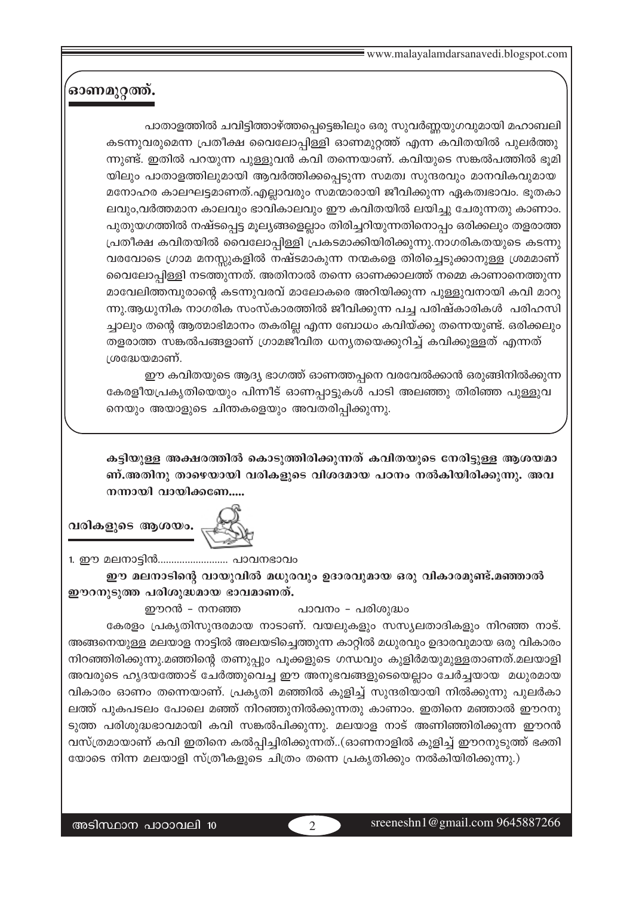## ഓണമുറ്റത്ത്.

പാതാളത്തിൽ ചവിട്ടിത്താഴ്ത്തപ്പെട്ടെങ്കിലും ഒരു സുവർണ്ണയുഗവുമായി മഹാബലി കടന്നുവരുമെന്ന പ്രതീക്ഷ വൈലോപ്പിള്ളി ഓണമുറ്റത്ത് എന്ന കവിതയിൽ പുലർത്തുന്നുണ്ട്. ഇതിൽ പറയുന്ന പുള്ളുവൻ കവി തന്നെയാണ്. കവിയുടെ സങ്കൽപത്തിൽ ഭൂമിയിലും പാതാളത്തിലുമായി ആവർത്തിക്കപ്പെടുന്ന സമത്വ സുന്ദരവും മാനവികവുമായ മനോഹര കാലഘട്ടമാണത്.എല്ലാവരും സമന്മാരായി ജീവിക്കുന്ന ഏകത്വഭാവം. ഭൂതകാലവും,വർത്തമാന കാലവും ഭാവികാലവും ഈ കവിതയിൽ ലയിച്ചു ചേരുന്നതു കാണാം. പുതുയുഗത്തിൽ നഷ്ടപ്പെട്ട മൂല്യങ്ങളെല്ലാം തിരിച്ചറിയുന്നതിനൊപ്പം ഒരിക്കലും തളരാത്ത പ്രതീക്ഷ കവിതയിൽ വൈലോപ്പിള്ളി പ്രകടമാക്കിയിരിക്കുന്നു.നാഗരികതയുടെ കടന്നുവരവോടെ ഗ്രാമ മനസ്സുകളിൽ നഷ്ടമാകുന്ന നന്മകളെ തിരിച്ചെടുക്കാനുള്ള ശ്രമമാണ് വൈലോപ്പിള്ളി നടത്തുന്നത്. അതിനാൽ തന്നെ ഓണക്കാലത്ത് നമ്മെ കാണാനെത്തുന്ന മാവേലിത്തമ്പുരാന്റെ കടന്നുവരവ് മാലോകരെ അറിയിക്കുന്ന പുള്ളുവനായി കവി മാറുന്നു.ആധുനിക നാഗരിക സംസ്കാരത്തിൽ ജീവിക്കുന്ന പച്ച പരിഷ്കാരികൾ പരിഹസിച്ചാലും തന്റെ ആത്മാഭിമാനം തകരില്ല എന്ന ബോധം കവിയ്ക്കു തന്നെയുണ്ട്. ഒരിക്കലും തളരാത്ത സങ്കൽപങ്ങളാണ് ഗ്രാമജീവിത ധന്യതയെക്കുറിച്ച് കവിക്കുള്ളത് എന്നത് ശ്രദ്ധേയമാണ്.

ഈ കവിതയുടെ ആദ്യ ഭാഗത്ത് ഓണത്തപ്പനെ വരവേൽക്കാൻ ഒരുങ്ങിനിൽക്കുന്ന കേരളീയപ്രകൃതിയെയും പിന്നീട് ഓണപ്പാട്ടുകൾ പാടി അലഞ്ഞു തിരിഞ്ഞ പുള്ളുവനെയും അയാളുടെ ചിന്തകളെയും അവതരിപ്പിക്കുന്നു.

**കട്ടിയുള്ള അക്ഷരത്തിൽ കൊടുത്തിരിക്കുന്നത് കവിതയുടെ നേരിട്ടുള്ള ആശയമാണ്.അതിനു താഴെയായി വരികളുടെ വിശദമായ പഠനം നൽകിയിരിക്കുന്നു. അവ നന്നായി വായിക്കണേ.....**

## വരികളുടെ ആശയം.

1. ഈ മലനാട്ടിൻ......................... പാവനഭാവം

**ഈ മലനാടിന്റെ വായുവിൽ മധുരവും ഉദാരവുമായ ഒരു വികാരമുണ്ട്.മഞ്ഞാൽ ഈറനുടുത്ത പരിശുദ്ധമായ ഭാവമാണത്.**

ഈറൻ - നനഞ്ഞ &nbsp;&nbsp;&nbsp;&nbsp; പാവനം - പരിശുദ്ധം

കേരളം പ്രകൃതിസുന്ദരമായ നാടാണ്. വയലുകളും സസ്യലതാദികളും നിറഞ്ഞ നാട്. അങ്ങനെയുള്ള മലയാള നാട്ടിൽ അലയടിച്ചെത്തുന്ന കാറ്റിൽ മധുരവും ഉദാരവുമായ ഒരു വികാരം നിറഞ്ഞിരിക്കുന്നു.മഞ്ഞിന്റെ തണുപ്പും പൂക്കളുടെ ഗന്ധവും കുളിർമയുമുള്ളതാണത്.മലയാളി അവരുടെ ഹൃദയത്തോട് ചേർത്തുവെച്ച ഈ അനുഭവങ്ങളുടെയെല്ലാം ചേർച്ചയായ മധുരമായ വികാരം ഓണം തന്നെയാണ്. പ്രകൃതി മഞ്ഞിൽ കുളിച്ച് സുന്ദരിയായി നിൽക്കുന്നു പുലർകാലത്ത് പുകപടലം പോലെ മഞ്ഞ് നിറഞ്ഞുനിൽക്കുന്നതു കാണാം. ഇതിനെ മഞ്ഞാൽ ഈറനുടുത്ത പരിശുദ്ധഭാവമായി കവി സങ്കൽപിക്കുന്നു. മലയാള നാട് അണിഞ്ഞിരിക്കുന്ന ഈറൻ വസ്ത്രമായാണ് കവി ഇതിനെ കൽപ്പിച്ചിരിക്കുന്നത്..(ഓണനാളിൽ കുളിച്ച് ഈറനുടുത്ത് ഭക്തിയോടെ നിന്ന മലയാളി സ്ത്രീകളുടെ ചിത്രം തന്നെ പ്രകൃതിക്കും നൽകിയിരിക്കുന്നു.)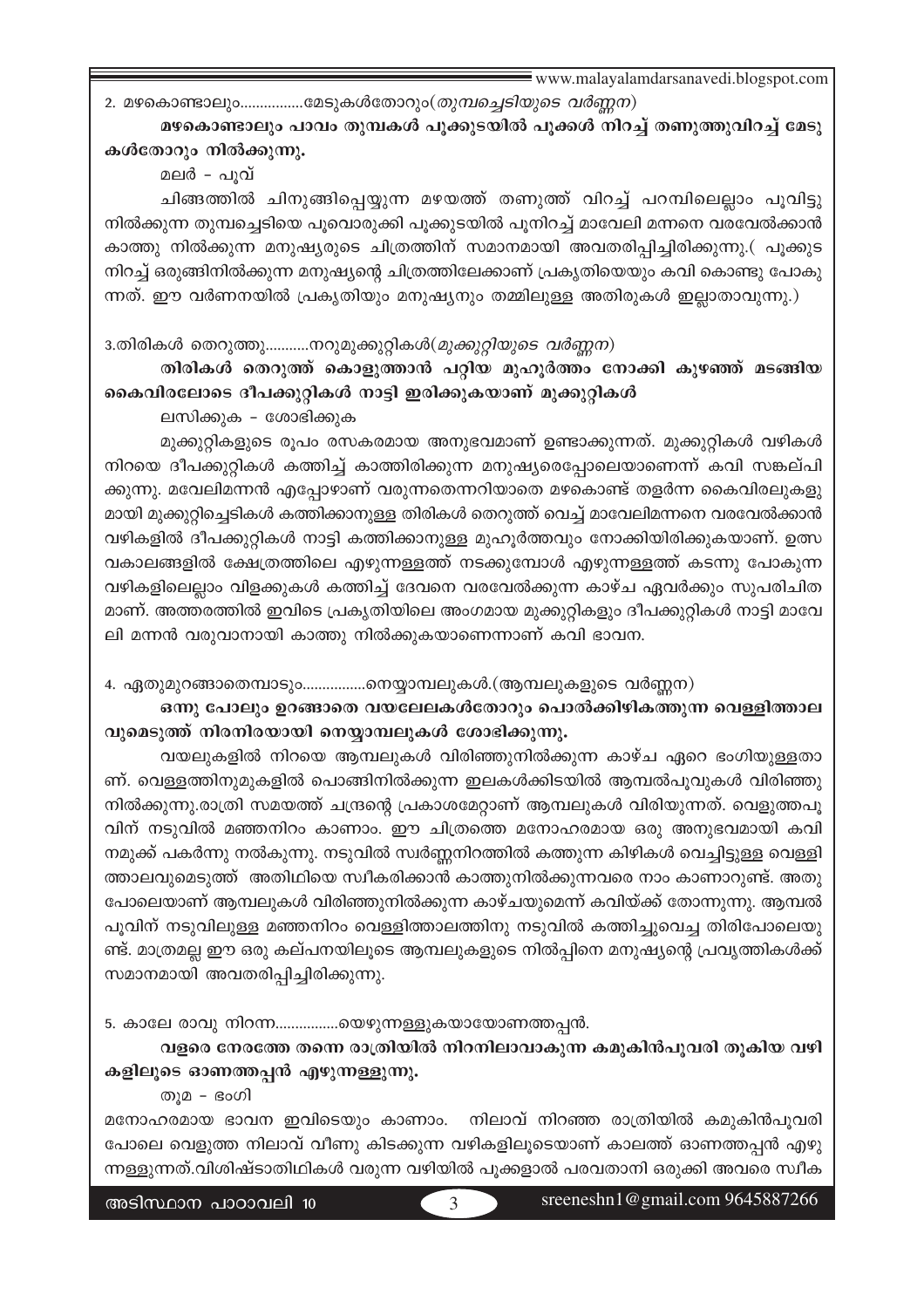2. മഴകൊണ്ടാലും................മേടുകൾതോറും(*തുമ്പച്ചെടിയുടെ വർണ്ണന*)

**മഴകൊണ്ടാലും പാവം തുമ്പകൾ പൂക്കുടയിൽ പൂക്കൾ നിറച്ച് തണുത്തുവിറച്ച് മേടുകൾതോറും നിൽക്കുന്നു.**

മലർ - പൂവ്

ചിങ്ങത്തിൽ ചിനുങ്ങിപ്പെയ്യുന്ന മഴയത്ത് തണുത്ത് വിറച്ച് പറമ്പിലെല്ലാം പൂവിട്ടു നിൽക്കുന്ന തുമ്പച്ചെടിയെ പൂവൊരുക്കി പൂക്കുടയിൽ പൂനിറച്ച് മാവേലി മന്നനെ വരവേൽക്കാൻ കാത്തു നിൽക്കുന്ന മനുഷ്യരുടെ ചിത്രത്തിന് സമാനമായി അവതരിപ്പിച്ചിരിക്കുന്നു.( പൂക്കുട നിറച്ച് ഒരുങ്ങിനിൽക്കുന്ന മനുഷ്യന്റെ ചിത്രത്തിലേക്കാണ് പ്രകൃതിയെയും കവി കൊണ്ടു പോകുന്നത്. ഈ വർണനയിൽ പ്രകൃതിയും മനുഷ്യനും തമ്മിലുള്ള അതിരുകൾ ഇല്ലാതാവുന്നു.)

3.തിരികൾ തെറുത്തു...........നറുമുക്കുറ്റികൾ(*മുക്കുറ്റിയുടെ വർണ്ണന*)

**തിരികൾ തെറുത്ത് കൊളുത്താൻ പറ്റിയ മുഹൂർത്തം നോക്കി കുഴഞ്ഞ് മടങ്ങിയ കൈവിരലോടെ ദീപക്കുറ്റികൾ നാട്ടി ഇരിക്കുകയാണ് മുക്കുറ്റികൾ**

ലസിക്കുക - ശോഭിക്കുക

മുക്കുറ്റികളുടെ രൂപം രസകരമായ അനുഭവമാണ് ഉണ്ടാക്കുന്നത്. മുക്കുറ്റികൾ വഴികൾ നിറയെ ദീപക്കുറ്റികൾ കത്തിച്ച് കാത്തിരിക്കുന്ന മനുഷ്യരെപ്പോലെയാണെന്ന് കവി സങ്കല്പിക്കുന്നു. മവേലിമന്നൻ എപ്പോഴാണ് വരുന്നതെന്നറിയാതെ മഴകൊണ്ട് തളർന്ന കൈവിരലുകളുമായി മുക്കുറ്റിച്ചെടികൾ കത്തിക്കാനുള്ള തിരികൾ തെറുത്ത് വെച്ച് മാവേലിമന്നനെ വരവേൽക്കാൻ വഴികളിൽ ദീപക്കുറ്റികൾ നാട്ടി കത്തിക്കാനുള്ള മുഹൂർത്തവും നോക്കിയിരിക്കുകയാണ്. ഉത്സവകാലങ്ങളിൽ ക്ഷേത്രത്തിലെ എഴുന്നള്ളത്ത് നടക്കുമ്പോൾ എഴുന്നള്ളത്ത് കടന്നു പോകുന്ന വഴികളിലെല്ലാം വിളക്കുകൾ കത്തിച്ച് ദേവനെ വരവേൽക്കുന്ന കാഴ്ച ഏവർക്കും സുപരിചിതമാണ്. അത്തരത്തിൽ ഇവിടെ പ്രകൃതിയിലെ അംഗമായ മുക്കുറ്റികളും ദീപക്കുറ്റികൾ നാട്ടി മാവേലി മന്നൻ വരുവാനായി കാത്തു നിൽക്കുകയാണെന്നാണ് കവി ഭാവന.

4. ഏതുമുറങ്ങാതെമ്പാടും................നെയ്യാമ്പലുകൾ.(ആമ്പലുകളുടെ വർണ്ണന)

**ഒന്നു പോലും ഉറങ്ങാതെ വയലേലകൾതോറും പൊൽക്കിഴികത്തുന്ന വെള്ളിത്താലവുമെടുത്ത് നിരനിരയായി നെയ്യാമ്പലുകൾ ശോഭിക്കുന്നു.**

വയലുകളിൽ നിറയെ ആമ്പലുകൾ വിരിഞ്ഞുനിൽക്കുന്ന കാഴ്ച ഏറെ ഭംഗിയുള്ളതാണ്. വെള്ളത്തിനുമുകളിൽ പൊങ്ങിനിൽക്കുന്ന ഇലകൾക്കിടയിൽ ആമ്പൽപൂവുകൾ വിരിഞ്ഞു നിൽക്കുന്നു.രാത്രി സമയത്ത് ചന്ദ്രന്റെ പ്രകാശമേറ്റാണ് ആമ്പലുകൾ വിരിയുന്നത്. വെളുത്തപൂവിന് നടുവിൽ മഞ്ഞനിറം കാണാം. ഈ ചിത്രത്തെ മനോഹരമായ ഒരു അനുഭവമായി കവി നമുക്ക് പകർന്നു നൽകുന്നു. നടുവിൽ സ്വർണ്ണനിറത്തിൽ കത്തുന്ന കിഴികൾ വെച്ചിട്ടുള്ള വെള്ളിത്താലവുമെടുത്ത് അതിഥിയെ സ്വീകരിക്കാൻ കാത്തുനിൽക്കുന്നവരെ നാം കാണാറുണ്ട്. അതുപോലെയാണ് ആമ്പലുകൾ വിരിഞ്ഞുനിൽക്കുന്ന കാഴ്ചയുമെന്ന് കവിയ്ക്ക് തോന്നുന്നു. ആമ്പൽപൂവിന് നടുവിലുള്ള മഞ്ഞനിറം വെള്ളിത്താലത്തിനു നടുവിൽ കത്തിച്ചുവെച്ച തിരിപോലെയുണ്ട്. മാത്രമല്ല ഈ ഒരു കല്പനയിലൂടെ ആമ്പലുകളുടെ നിൽപ്പിനെ മനുഷ്യന്റെ പ്രവൃത്തികൾക്ക് സമാനമായി അവതരിപ്പിച്ചിരിക്കുന്നു.

5. കാലേ രാവു നിറന്ന................യെഴുന്നള്ളുകയായോണത്തപ്പൻ.

**വളരെ നേരത്തേ തന്നെ രാത്രിയിൽ നിറനിലാവാകുന്ന കമുകിൻപൂവരി തൂകിയ വഴികളിലൂടെ ഓണത്തപ്പൻ എഴുന്നള്ളുന്നു.**

തൂമ - ഭംഗി

മനോഹരമായ ഭാവന ഇവിടെയും കാണാം. നിലാവ് നിറഞ്ഞ രാത്രിയിൽ കമുകിൻപൂവരി പോലെ വെളുത്ത നിലാവ് വീണു കിടക്കുന്ന വഴികളിലൂടെയാണ് കാലത്ത് ഓണത്തപ്പൻ എഴുന്നള്ളുന്നത്.വിശിഷ്ടാതിഥികൾ വരുന്ന വഴിയിൽ പൂക്കളാൽ പരവതാനി ഒരുക്കി അവരെ സ്വീക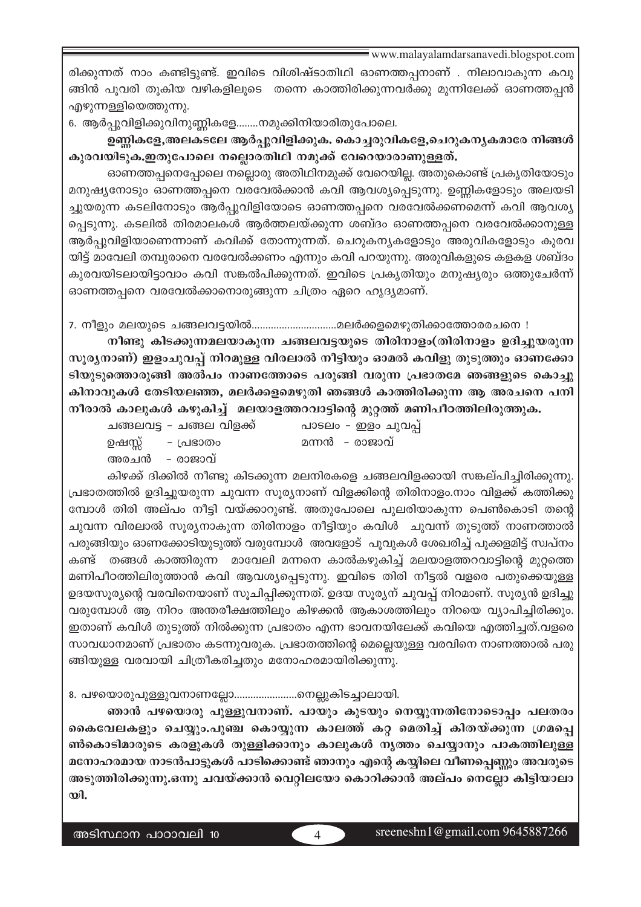രിക്കുന്നത് നാം കണ്ടിട്ടുണ്ട്. ഇവിടെ വിശിഷ്ടാതിഥി ഓണത്തപ്പനാണ് . നിലാവാകുന്ന കവുങ്ങിൻ പൂവരി തൂകിയ വഴികളിലൂടെ തന്നെ കാത്തിരിക്കുന്നവർക്കു മുന്നിലേക്ക് ഓണത്തപ്പൻ എഴുന്നള്ളിയെത്തുന്നു.

6. ആർപ്പുവിളിക്കുവിനുണ്ണികളേ........നമുക്കിനിയാരിതുപോലെ.

**ഉണ്ണികളേ,അലകടലേ ആർപ്പുവിളിക്കുക. കൊച്ചരുവികളേ,ചെറുകന്യകമാരേ നിങ്ങൾ കുരവയിടുക.ഇതുപോലെ നല്ലൊരതിഥി നമുക്ക് വേറെയാരാണുള്ളത്.**

ഓണത്തപ്പനെപ്പോലെ നല്ലൊരു അതിഥിനമുക്ക് വേറെയില്ല. അതുകൊണ്ട് പ്രകൃതിയോടും മനുഷ്യനോടും ഓണത്തപ്പനെ വരവേൽക്കാൻ കവി ആവശ്യപ്പെടുന്നു. ഉണ്ണികളോടും അലയടിച്ചുയരുന്ന കടലിനോടും ആർപ്പുവിളിയോടെ ഓണത്തപ്പനെ വരവേൽക്കണമെന്ന് കവി ആവശ്യപ്പെടുന്നു. കടലിൽ തിരമാലകൾ ആർത്തലയ്ക്കുന്ന ശബ്ദം ഓണത്തപ്പനെ വരവേൽക്കാനുള്ള ആർപ്പുവിളിയാണെന്നാണ് കവിക്ക് തോന്നുന്നത്. ചെറുകന്യകളോടും അരുവികളോടും കുരവയിട്ട് മാവേലി തമ്പുരാനെ വരവേൽക്കണം എന്നും കവി പറയുന്നു. അരുവികളുടെ കളകള ശബ്ദം കുരവയിടലായിട്ടാവാം കവി സങ്കൽപിക്കുന്നത്. ഇവിടെ പ്രകൃതിയും മനുഷ്യരും ഒത്തുചേർന്ന് ഓണത്തപ്പനെ വരവേൽക്കാനൊരുങ്ങുന്ന ചിത്രം ഏറെ ഹൃദ്യമാണ്.

7. നീളും മലയുടെ ചങ്ങലവട്ടയിൽ..............................മലർക്കളമെഴുതിക്കാത്തോരരചനെ !

**നീണ്ടു കിടക്കുന്നമലയാകുന്ന ചങ്ങലവട്ടയുടെ തിരിനാളം(തിരിനാളം ഉദിച്ചുയരുന്ന സൂര്യനാണ്) ഇളംചുവപ്പ് നിറമുള്ള വിരലാൽ നീട്ടിയും ഓമൽ കവിളു തുടുത്തും ഓണക്കോടിയുടുത്തൊരുങ്ങി അൽപം നാണത്തോടെ പരുങ്ങി വരുന്ന പ്രഭാതമേ ഞങ്ങളുടെ കൊച്ചു കിനാവുകൾ തേടിയലഞ്ഞ, മലർക്കളമെഴുതി ഞങ്ങൾ കാത്തിരിക്കുന്ന ആ അരചനെ പനിനീരാൽ കാലുകൾ കഴുകിച്ച് മലയാളത്തറവാട്ടിന്റെ മുറ്റത്ത് മണിപീഠത്തിലിരുത്തുക.**

| | | | |
|---|---|---|---|
| ചങ്ങലവട്ട | - ചങ്ങല വിളക്ക് | പാടലം | - ഇളം ചുവപ്പ് |
| ഉഷസ്സ് | - പ്രഭാതം | മന്നൻ | - രാജാവ് |
| അരചൻ | - രാജാവ് | | |

കിഴക്ക് ദിക്കിൽ നീണ്ടു കിടക്കുന്ന മലനിരകളെ ചങ്ങലവിളക്കായി സങ്കല്പിച്ചിരിക്കുന്നു. പ്രഭാതത്തിൽ ഉദിച്ചുയരുന്ന ചുവന്ന സൂര്യനാണ് വിളക്കിന്റെ തിരിനാളം.നാം വിളക്ക് കത്തിക്കുമ്പോൾ തിരി അല്പം നീട്ടി വയ്ക്കാറുണ്ട്. അതുപോലെ പുലരിയാകുന്ന പെൺകൊടി തന്റെ ചുവന്ന വിരലാൽ സൂര്യനാകുന്ന തിരിനാളം നീട്ടിയും കവിൾ ചുവന്ന് തുടുത്ത് നാണത്താൽ പരുങ്ങിയും ഓണക്കോടിയുടുത്ത് വരുമ്പോൾ അവളോട് പൂവുകൾ ശേഖരിച്ച് പൂക്കളമിട്ട് സ്വപ്നം കണ്ട് തങ്ങൾ കാത്തിരുന്ന മാവേലി മന്നനെ കാൽകഴുകിച്ച് മലയാളത്തറവാട്ടിന്റെ മുറ്റത്തെ മണിപീഠത്തിലിരുത്താൻ കവി ആവശ്യപ്പെടുന്നു. ഇവിടെ തിരി നീട്ടൽ വളരെ പതുക്കെയുള്ള ഉദയസൂര്യന്റെ വരവിനെയാണ് സൂചിപ്പിക്കുന്നത്. ഉദയ സൂര്യന് ചുവപ്പ് നിറമാണ്. സൂര്യൻ ഉദിച്ചു വരുമ്പോൾ ആ നിറം അന്തരീക്ഷത്തിലും കിഴക്കൻ ആകാശത്തിലും നിറയെ വ്യാപിച്ചിരിക്കും. ഇതാണ് കവിൾ തുടുത്ത് നിൽക്കുന്ന പ്രഭാതം എന്ന ഭാവനയിലേക്ക് കവിയെ എത്തിച്ചത്.വളരെ സാവധാനമാണ് പ്രഭാതം കടന്നുവരുക. പ്രഭാതത്തിന്റെ മെല്ലെയുള്ള വരവിനെ നാണത്താൽ പരുങ്ങിയുള്ള വരവായി ചിത്രീകരിച്ചതും മനോഹരമായിരിക്കുന്നു.

8. പഴയൊരുപുള്ളുവനാണല്ലോ.......................നെല്ലുകിടച്ചാലായി.

**ഞാൻ പഴയൊരു പുള്ളുവനാണ്. പായും കുടയും നെയ്യുന്നതിനോടൊപ്പം പലതരം കൈവേലകളും ചെയ്യും.പുഞ്ച കൊയ്യുന്ന കാലത്ത് കറ്റ മെതിച്ച് കിതയ്ക്കുന്ന ശ്രമപ്പെൺകൊടിമാരുടെ കരളുകൾ തുള്ളിക്കാനും കാലുകൾ നൃത്തം ചെയ്യാനും പാകത്തിലുള്ള മനോഹരമായ നാടൻപാട്ടുകൾ പാടിക്കൊണ്ട് ഞാനും എന്റെ കയ്യിലെ വീണപ്പെണ്ണും അവരുടെ അടുത്തിരിക്കുന്നു.ഒന്നു ചവയ്ക്കാൻ വെറ്റിലയോ കൊറിക്കാൻ അല്പം നെല്ലോ കിട്ടിയാലായി.**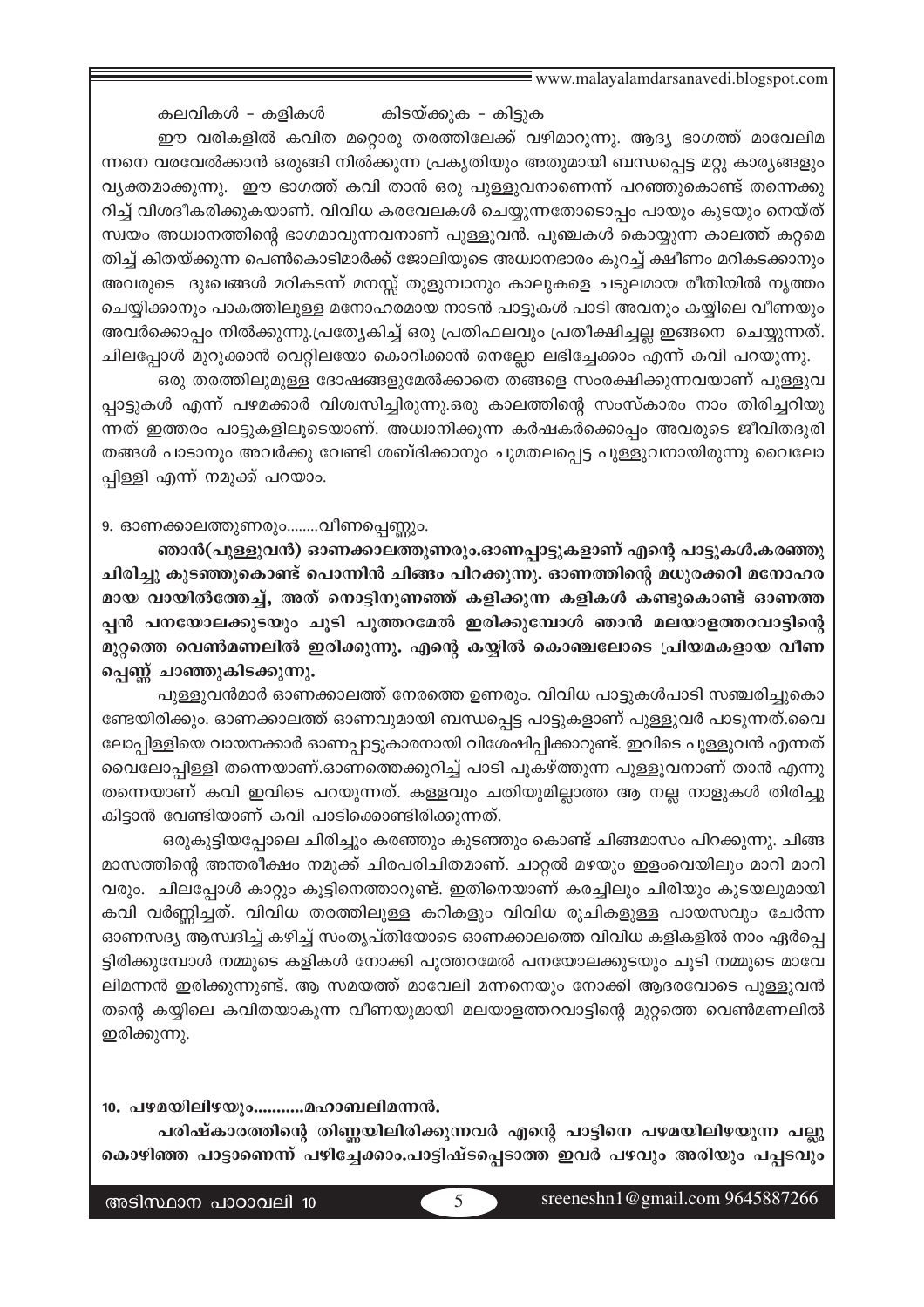കലവികൾ - കളികൾ        കിടയ്ക്കുക - കിട്ടുക

ഈ വരികളിൽ കവിത മറ്റൊരു തരത്തിലേക്ക് വഴിമാറുന്നു. ആദ്യ ഭാഗത്ത് മാവേലിമന്നനെ വരവേൽക്കാൻ ഒരുങ്ങി നിൽക്കുന്ന പ്രകൃതിയും അതുമായി ബന്ധപ്പെട്ട മറ്റു കാര്യങ്ങളും വ്യക്തമാക്കുന്നു. ഈ ഭാഗത്ത് കവി താൻ ഒരു പുള്ളുവനാണെന്ന് പറഞ്ഞുകൊണ്ട് തന്നെക്കുറിച്ച് വിശദീകരിക്കുകയാണ്. വിവിധ കരവേലകൾ ചെയ്യുന്നതോടൊപ്പം പായും കുടയും നെയ്ത് സ്വയം അധ്വാനത്തിന്റെ ഭാഗമാവുന്നവനാണ് പുള്ളുവൻ. പുഞ്ചകൾ കൊയ്യുന്ന കാലത്ത് കറ്റമെതിച്ച് കിതയ്ക്കുന്ന പെൺകൊടിമാർക്ക് ജോലിയുടെ അധ്വാനഭാരം കുറച്ച് ക്ഷീണം മറികടക്കാനും അവരുടെ ദുഃഖങ്ങൾ മറികടന്ന് മനസ്സ് തുളുമ്പാനും കാലുകളെ ചടുലമായ രീതിയിൽ നൃത്തം ചെയ്യിക്കാനും പാകത്തിലുള്ള മനോഹരമായ നാടൻ പാട്ടുകൾ പാടി അവനും കയ്യിലെ വീണയും അവർക്കൊപ്പം നിൽക്കുന്നു.പ്രത്യേകിച്ച് ഒരു പ്രതിഫലവും പ്രതീക്ഷിച്ചല്ല ഇങ്ങനെ ചെയ്യുന്നത്. ചിലപ്പോൾ മുറുക്കാൻ വെറ്റിലയോ കൊറിക്കാൻ നെല്ലോ ലഭിച്ചേക്കാം എന്ന് കവി പറയുന്നു.

ഒരു തരത്തിലുമുള്ള ദോഷങ്ങളുമേൽക്കാതെ തങ്ങളെ സംരക്ഷിക്കുന്നവയാണ് പുള്ളുവപ്പാട്ടുകൾ എന്ന് പഴമക്കാർ വിശ്വസിച്ചിരുന്നു.ഒരു കാലത്തിന്റെ സംസ്കാരം നാം തിരിച്ചറിയുന്നത് ഇത്തരം പാട്ടുകളിലൂടെയാണ്. അധ്വാനിക്കുന്ന കർഷകർക്കൊപ്പം അവരുടെ ജീവിതദുരിതങ്ങൾ പാടാനും അവർക്കു വേണ്ടി ശബ്ദിക്കാനും ചുമതലപ്പെട്ട പുള്ളുവനായിരുന്നു വൈലോപ്പിള്ളി എന്ന് നമുക്ക് പറയാം.

9. ഓണക്കാലത്തുണരും........വീണപ്പെണ്ണും.

**ഞാൻ(പുള്ളുവൻ) ഓണക്കാലത്തുണരും.ഓണപ്പാട്ടുകളാണ് എന്റെ പാട്ടുകൾ.കരഞ്ഞു ചിരിച്ചു കുടഞ്ഞുകൊണ്ട് പൊന്നിൻ ചിങ്ങം പിറക്കുന്നു. ഓണത്തിന്റെ മധുരക്കറി മനോഹരമായ വായിൽത്തേച്ച്, അത് നൊട്ടിനുണഞ്ഞ് കളിക്കുന്ന കളികൾ കണ്ടുകൊണ്ട് ഓണത്തപ്പൻ പനയോലക്കുടയും ചൂടി പൂത്തറമേൽ ഇരിക്കുമ്പോൾ ഞാൻ മലയാളത്തറവാട്ടിന്റെ മുറ്റത്തെ വെൺമണലിൽ ഇരിക്കുന്നു. എന്റെ കയ്യിൽ കൊഞ്ചലോടെ പ്രിയമകളായ വീണപ്പെണ്ണ് ചാഞ്ഞുകിടക്കുന്നു.**

പുള്ളുവൻമാർ ഓണക്കാലത്ത് നേരത്തെ ഉണരും. വിവിധ പാട്ടുകൾപാടി സഞ്ചരിച്ചുകൊണ്ടേയിരിക്കും. ഓണക്കാലത്ത് ഓണവുമായി ബന്ധപ്പെട്ട പാട്ടുകളാണ് പുള്ളുവർ പാടുന്നത്.വൈലോപ്പിള്ളിയെ വായനക്കാർ ഓണപ്പാട്ടുകാരനായി വിശേഷിപ്പിക്കാറുണ്ട്. ഇവിടെ പുള്ളുവൻ എന്നത് വൈലോപ്പിള്ളി തന്നെയാണ്.ഓണത്തെക്കുറിച്ച് പാടി പുകഴ്ത്തുന്ന പുള്ളുവനാണ് താൻ എന്നു തന്നെയാണ് കവി ഇവിടെ പറയുന്നത്. കള്ളവും ചതിയുമില്ലാത്ത ആ നല്ല നാളുകൾ തിരിച്ചു കിട്ടാൻ വേണ്ടിയാണ് കവി പാടിക്കൊണ്ടിരിക്കുന്നത്.

ഒരുകുട്ടിയപ്പോലെ ചിരിച്ചും കരഞ്ഞും കുടഞ്ഞും കൊണ്ട് ചിങ്ങമാസം പിറക്കുന്നു. ചിങ്ങമാസത്തിന്റെ അന്തരീക്ഷം നമുക്ക് ചിരപരിചിതമാണ്. ചാറ്റൽ മഴയും ഇളംവെയിലും മാറി മാറി വരും. ചിലപ്പോൾ കാറ്റും കൂട്ടിനെത്താറുണ്ട്. ഇതിനെയാണ് കരച്ചിലും ചിരിയും കുടയലുമായി കവി വർണ്ണിച്ചത്. വിവിധ തരത്തിലുള്ള കറികളും വിവിധ രുചികളുള്ള പായസവും ചേർന്ന ഓണസദ്യ ആസ്വദിച്ച് കഴിച്ച് സംതൃപ്തിയോടെ ഓണക്കാലത്തെ വിവിധ കളികളിൽ നാം ഏർപ്പെട്ടിരിക്കുമ്പോൾ നമ്മുടെ കളികൾ നോക്കി പൂത്തറമേൽ പനയോലക്കുടയും ചൂടി നമ്മുടെ മാവേലിമന്നൻ ഇരിക്കുന്നുണ്ട്. ആ സമയത്ത് മാവേലി മന്നനെയും നോക്കി ആദരവോടെ പുള്ളുവൻ തന്റെ കയ്യിലെ കവിതയാകുന്ന വീണയുമായി മലയാളത്തറവാട്ടിന്റെ മുറ്റത്തെ വെൺമണലിൽ ഇരിക്കുന്നു.

10. പഴമയിലിഴയും...........മഹാബലിമന്നൻ.

**പരിഷ്കാരത്തിന്റെ തിണ്ണയിലിരിക്കുന്നവർ എന്റെ പാട്ടിനെ പഴമയിലിഴയുന്ന പല്ലു കൊഴിഞ്ഞ പാട്ടാണെന്ന് പഴിച്ചേക്കാം.പാട്ടിഷ്ടപ്പെടാത്ത ഇവർ പഴവും അരിയും പപ്പടവും**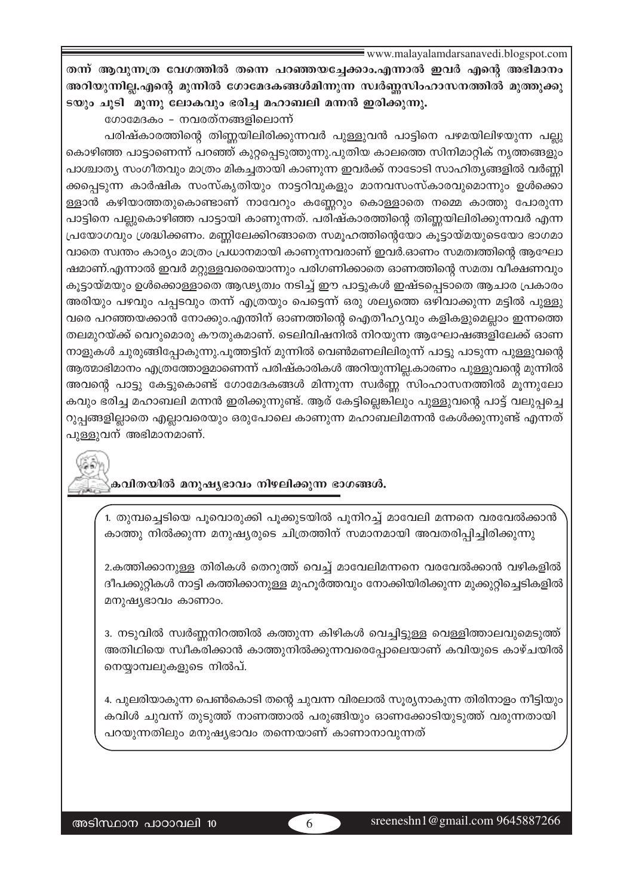**തന്ന് ആവുന്നത്ര വേഗത്തിൽ തന്നെ പറഞ്ഞയച്ചേക്കാം.എന്നാൽ ഇവർ എന്റെ അഭിമാനം അറിയുന്നില്ല.എന്റെ മുന്നിൽ ഗോമേദകങ്ങൾമിന്നുന്ന സ്വർണ്ണസിംഹാസനത്തിൽ മുത്തുക്കുടയും ചൂടി മൂന്നു ലോകവും ഭരിച്ച മഹാബലി മന്നൻ ഇരിക്കുന്നു.**

ഗോമേദകം - നവരത്നങ്ങളിലൊന്ന്

പരിഷ്കാരത്തിന്റെ തിണ്ണയിലിരിക്കുന്നവർ പുള്ളുവൻ പാട്ടിനെ പഴമയിലിഴയുന്ന പല്ലു കൊഴിഞ്ഞ പാട്ടാണെന്ന് പറഞ്ഞ് കുറ്റപ്പെടുത്തുന്നു.പുതിയ കാലത്തെ സിനിമാറ്റിക് നൃത്തങ്ങളും പാശ്ചാത്യ സംഗീതവും മാത്രം മികച്ചതായി കാണുന്ന ഇവർക്ക് നാടോടി സാഹിത്യങ്ങളിൽ വർണ്ണിക്കപ്പെടുന്ന കാർഷിക സംസ്കൃതിയും നാട്ടറിവുകളും മാനവസംസ്കാരവുമൊന്നും ഉൾക്കൊള്ളാൻ കഴിയാത്തതുകൊണ്ടാണ് നാവേറും കണ്ണേറും കൊള്ളാതെ നമ്മെ കാത്തു പോരുന്ന പാട്ടിനെ പല്ലുകൊഴിഞ്ഞ പാട്ടായി കാണുന്നത്. പരിഷ്കാരത്തിന്റെ തിണ്ണയിലിരിക്കുന്നവർ എന്ന പ്രയോഗവും ശ്രദ്ധിക്കണം. മണ്ണിലേക്കിറങ്ങാതെ സമൂഹത്തിന്റെയോ കൂട്ടായ്മയുടെയോ ഭാഗമാവാതെ സ്വന്തം കാര്യം മാത്രം പ്രധാനമായി കാണുന്നവരാണ് ഇവർ.ഓണം സമത്വത്തിന്റെ ആഘോഷമാണ്.എന്നാൽ ഇവർ മറ്റുള്ളവരെയൊന്നും പരിഗണിക്കാതെ ഓണത്തിന്റെ സമത്വ വീക്ഷണവും കൂട്ടായ്മയും ഉൾക്കൊള്ളാതെ ആഢ്യത്വം നടിച്ച് ഈ പാട്ടുകൾ ഇഷ്ടപ്പെടാതെ ആചാര പ്രകാരം അരിയും പഴവും പപ്പടവും തന്ന് എത്രയും പെട്ടെന്ന് ഒരു ശല്യത്തെ ഒഴിവാക്കുന്ന മട്ടിൽ പുള്ളുവരെ പറഞ്ഞയക്കാൻ നോക്കും.എന്തിന് ഓണത്തിന്റെ ഐതീഹ്യവും കളികളുമെല്ലാം ഇന്നത്തെ തലമുറയ്ക്ക് വെറുമൊരു കൗതുകമാണ്. ടെലിവിഷനിൽ നിറയുന്ന ആഘോഷങ്ങളിലേക്ക് ഓണനാളുകൾ ചുരുങ്ങിപ്പോകുന്നു.പൂത്തട്ടിന് മുന്നിൽ വെൺമണലിലിരുന്ന് പാട്ടു പാടുന്ന പുള്ളുവന്റെ ആത്മാഭിമാനം എത്രത്തോളമാണെന്ന് പരിഷ്കാരികൾ അറിയുന്നില്ല.കാരണം പുള്ളുവന്റെ മുന്നിൽ അവന്റെ പാട്ടു കേട്ടുകൊണ്ട് ഗോമേദകങ്ങൾ മിന്നുന്ന സ്വർണ്ണ സിംഹാസനത്തിൽ മൂന്നുലോകവും ഭരിച്ച മഹാബലി മന്നൻ ഇരിക്കുന്നുണ്ട്. ആര് കേട്ടില്ലെങ്കിലും പുള്ളുവന്റെ പാട്ട് വലുപ്പച്ചെറുപ്പങ്ങളില്ലാതെ എല്ലാവരെയും ഒരുപോലെ കാണുന്ന മഹാബലിമന്നൻ കേൾക്കുന്നുണ്ട് എന്നത് പുള്ളുവന് അഭിമാനമാണ്.

## കവിതയിൽ മനുഷ്യഭാവം നിഴലിക്കുന്ന ഭാഗങ്ങൾ.

1. തുമ്പച്ചെടിയെ പൂവൊരുക്കി പൂക്കുടയിൽ പൂനിറച്ച് മാവേലി മന്നനെ വരവേൽക്കാൻ കാത്തു നിൽക്കുന്ന മനുഷ്യരുടെ ചിത്രത്തിന് സമാനമായി അവതരിപ്പിച്ചിരിക്കുന്നു

2.കത്തിക്കാനുള്ള തിരികൾ തെറുത്ത് വെച്ച് മാവേലിമന്നനെ വരവേൽക്കാൻ വഴികളിൽ ദീപക്കുറ്റികൾ നാട്ടി കത്തിക്കാനുള്ള മുഹൂർത്തവും നോക്കിയിരിക്കുന്ന മുക്കുറ്റിച്ചെടികളിൽ മനുഷ്യഭാവം കാണാം.

3. നടുവിൽ സ്വർണ്ണനിറത്തിൽ കത്തുന്ന കിഴികൾ വെച്ചിട്ടുള്ള വെള്ളിത്താലവുമെടുത്ത് അതിഥിയെ സ്വീകരിക്കാൻ കാത്തുനിൽക്കുന്നവരെപ്പോലെയാണ് കവിയുടെ കാഴ്ചയിൽ നെയ്യാമ്പലുകളുടെ നിൽപ്.

4. പുലരിയാകുന്ന പെൺകൊടി തന്റെ ചുവന്ന വിരലാൽ സൂര്യനാകുന്ന തിരിനാളം നീട്ടിയും കവിൾ ചുവന്ന് തുടുത്ത് നാണത്താൽ പരുങ്ങിയും ഓണക്കോടിയുടുത്ത് വരുന്നതായി പറയുന്നതിലും മനുഷ്യഭാവം തന്നെയാണ് കാണാനാവുന്നത്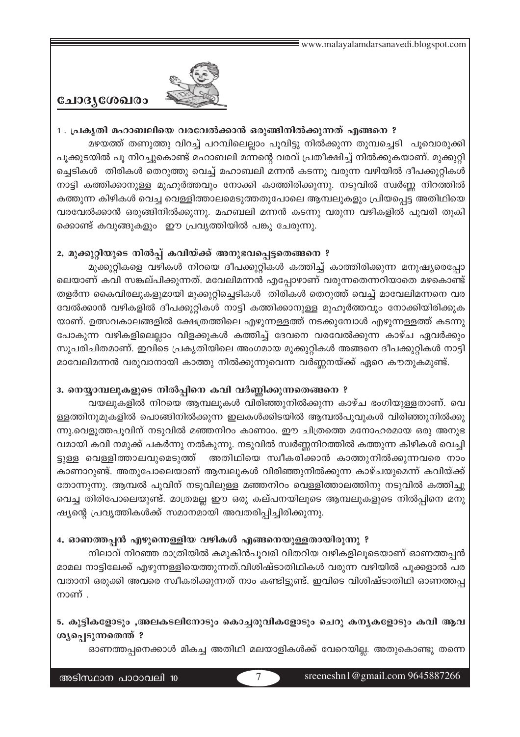## ചോദ്യശേഖരം

**1 . പ്രകൃതി മഹാബലിയെ വരവേൽക്കാൻ ഒരുങ്ങിനിൽക്കുന്നത് എങ്ങനെ ?**

മഴയത്ത് തണുത്തു വിറച്ച് പറമ്പിലെല്ലാം പൂവിട്ടു നിൽക്കുന്ന തുമ്പച്ചെടി പൂവൊരുക്കി പൂക്കുടയിൽ പൂ നിറച്ചുകൊണ്ട് മഹാബലി മന്നന്റെ വരവ് പ്രതീക്ഷിച്ച് നിൽക്കുകയാണ്. മുക്കുറ്റി ച്ചെടികൾ തിരികൾ തെറുത്തു വെച്ച് മഹാബലി മന്നൻ കടന്നു വരുന്ന വഴിയിൽ ദീപക്കുറ്റികൾ നാട്ടി കത്തിക്കാനുള്ള മുഹൂർത്തവും നോക്കി കാത്തിരിക്കുന്നു. നടുവിൽ സ്വർണ്ണ നിറത്തിൽ കത്തുന്ന കിഴികൾ വെച്ച വെള്ളിത്താലമെടുത്തതുപോലെ ആമ്പലുകളും പ്രിയപ്പെട്ട അതിഥിയെ വരവേൽക്കാൻ ഒരുങ്ങിനിൽക്കുന്നു. മഹബലി മന്നൻ കടന്നു വരുന്ന വഴികളിൽ പൂവരി തൂകി ക്കൊണ്ട് കവുങ്ങുകളും ഈ പ്രവൃത്തിയിൽ പങ്കു ചേരുന്നു.

**2. മുക്കുറ്റിയുടെ നിൽപ്പ് കവിയ്ക്ക് അനുഭവപ്പെട്ടതെങ്ങനെ ?**

മുക്കുറ്റികളെ വഴികൾ നിറയെ ദീപക്കുറ്റികൾ കത്തിച്ച് കാത്തിരിക്കുന്ന മനുഷ്യരെപ്പോ ലെയാണ് കവി സങ്കല്പിക്കുന്നത്. മവേലിമന്നൻ എപ്പോഴാണ് വരുന്നതെന്നറിയാതെ മഴകൊണ്ട് തളർന്ന കൈവിരലുകളുമായി മുക്കുറ്റിച്ചെടികൾ തിരികൾ തെറുത്ത് വെച്ച് മാവേലിമന്നനെ വര വേൽക്കാൻ വഴികളിൽ ദീപക്കുറ്റികൾ നാട്ടി കത്തിക്കാനുള്ള മുഹൂർത്തവും നോക്കിയിരിക്കുക യാണ്. ഉത്സവകാലങ്ങളിൽ ക്ഷേത്രത്തിലെ എഴുന്നള്ളത്ത് നടക്കുമ്പോൾ എഴുന്നള്ളത്ത് കടന്നു പോകുന്ന വഴികളിലെല്ലാം വിളക്കുകൾ കത്തിച്ച് ദേവനെ വരവേൽക്കുന്ന കാഴ്ച ഏവർക്കും സുപരിചിതമാണ്. ഇവിടെ പ്രകൃതിയിലെ അംഗമായ മുക്കുറ്റികൾ അങ്ങനെ ദീപക്കുറ്റികൾ നാട്ടി മാവേലിമന്നൻ വരുവാനായി കാത്തു നിൽക്കുന്നുവെന്ന വർണ്ണനയ്ക്ക് ഏറെ കൗതുകമുണ്ട്.

**3. നെയ്യാമ്പലുകളുടെ നിൽപ്പിനെ കവി വർണ്ണിക്കുന്നതെങ്ങനെ ?**

വയലുകളിൽ നിറയെ ആമ്പലുകൾ വിരിഞ്ഞുനിൽക്കുന്ന കാഴ്ച ഭംഗിയുള്ളതാണ്. വെ ള്ളത്തിനുമുകളിൽ പൊങ്ങിനിൽക്കുന്ന ഇലകൾക്കിടയിൽ ആമ്പൽപൂവുകൾ വിരിഞ്ഞുനിൽക്കു ന്നു.വെളുത്തപൂവിന് നടുവിൽ മഞ്ഞനിറം കാണാം. ഈ ചിത്രത്തെ മനോഹരമായ ഒരു അനുഭ വമായി കവി നമുക്ക് പകർന്നു നൽകുന്നു. നടുവിൽ സ്വർണ്ണനിറത്തിൽ കത്തുന്ന കിഴികൾ വെച്ചി ട്ടുള്ള വെള്ളിത്താലവുമെടുത്ത് അതിഥിയെ സ്വീകരിക്കാൻ കാത്തുനിൽക്കുന്നവരെ നാം കാണാറുണ്ട്. അതുപോലെയാണ് ആമ്പലുകൾ വിരിഞ്ഞുനിൽക്കുന്ന കാഴ്ചയുമെന്ന് കവിയ്ക്ക് തോന്നുന്നു. ആമ്പൽ പൂവിന് നടുവിലുള്ള മഞ്ഞനിറം വെള്ളിത്താലത്തിനു നടുവിൽ കത്തിച്ചു വെച്ച തിരിപോലെയുണ്ട്. മാത്രമല്ല ഈ ഒരു കല്പനയിലൂടെ ആമ്പലുകളുടെ നിൽപ്പിനെ മനു ഷ്യന്റെ പ്രവൃത്തികൾക്ക് സമാനമായി അവതരിപ്പിച്ചിരിക്കുന്നു.

**4. ഓണത്തപ്പൻ എഴുന്നെള്ളിയ വഴികൾ എങ്ങനെയുള്ളതായിരുന്നു ?**

നിലാവ് നിറഞ്ഞ രാത്രിയിൽ കമുകിൻപൂവരി വിതറിയ വഴികളിലൂടെയാണ് ഓണത്തപ്പൻ മാമല നാട്ടിലേക്ക് എഴുന്നള്ളിയെത്തുന്നത്.വിശിഷ്ടാതിഥികൾ വരുന്ന വഴിയിൽ പൂക്കളാൽ പര വതാനി ഒരുക്കി അവരെ സ്വീകരിക്കുന്നത് നാം കണ്ടിട്ടുണ്ട്. ഇവിടെ വിശിഷ്ടാതിഥി ഓണത്തപ്പ നാണ് .

**5. കുട്ടികളോടും ,അലകടലിനോടും കൊച്ചരുവികളോടും ചെറു കന്യകളോടും കവി ആവ ശ്യപ്പെടുന്നതെന്ത് ?**

ഓണത്തപ്പനെക്കാൾ മികച്ച അതിഥി മലയാളികൾക്ക് വേറെയില്ല. അതുകൊണ്ടു തന്നെ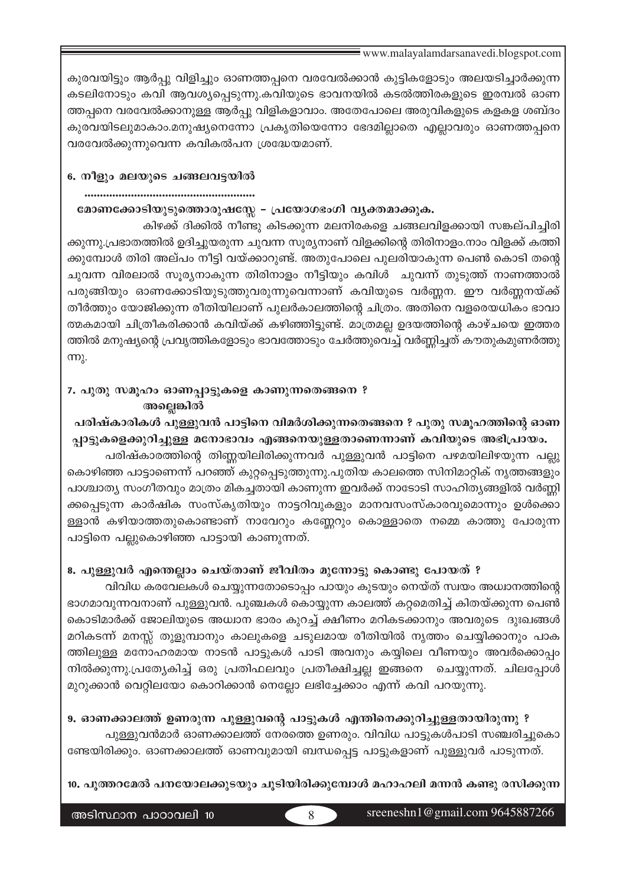കുരവയിട്ടും ആർപ്പു വിളിച്ചും ഓണത്തപ്പനെ വരവേൽക്കാൻ കുട്ടികളോടും അലയടിച്ചാർക്കുന്ന കടലിനോടും കവി ആവശ്യപ്പെടുന്നു.കവിയുടെ ഭാവനയിൽ കടൽത്തിരകളുടെ ഇരമ്പൽ ഓണത്തപ്പനെ വരവേൽക്കാനുള്ള ആർപ്പു വിളികളാവാം. അതേപോലെ അരുവികളുടെ കളകള ശബ്ദം കുരവയിടലുമാകാം.മനുഷ്യനെന്നോ പ്രകൃതിയെന്നോ ഭേദമില്ലാതെ എല്ലാവരും ഓണത്തപ്പനെ വരവേൽക്കുന്നുവെന്ന കവികൽപന ശ്രദ്ധേയമാണ്.

**6. നീളും മലയുടെ ചങ്ങലവട്ടയിൽ**

**........................................................**

**മോണക്കോടിയുടുത്തൊരുഷസ്സേ – പ്രയോഗഭംഗി വ്യക്തമാക്കുക.**

കിഴക്ക് ദിക്കിൽ നീണ്ടു കിടക്കുന്ന മലനിരകളെ ചങ്ങലവിളക്കായി സങ്കല്പിച്ചിരിക്കുന്നു.പ്രഭാതത്തിൽ ഉദിച്ചുയരുന്ന ചുവന്ന സൂര്യനാണ് വിളക്കിന്റെ തിരിനാളം.നാം വിളക്ക് കത്തിക്കുമ്പോൾ തിരി അല്പം നീട്ടി വയ്ക്കാറുണ്ട്. അതുപോലെ പുലരിയാകുന്ന പെൺ കൊടി തന്റെ ചുവന്ന വിരലാൽ സൂര്യനാകുന്ന തിരിനാളം നീട്ടിയും കവിൾ ചുവന്ന് തുടുത്ത് നാണത്താൽ പരുങ്ങിയും ഓണക്കോടിയുടുത്തുവരുന്നുവെന്നാണ് കവിയുടെ വർണ്ണന. ഈ വർണ്ണനയ്ക്ക് തീർത്തും യോജിക്കുന്ന രീതിയിലാണ് പുലർകാലത്തിന്റെ ചിത്രം. അതിനെ വളരെയധികം ഭാവാത്മകമായി ചിത്രീകരിക്കാൻ കവിയ്ക്ക് കഴിഞ്ഞിട്ടുണ്ട്. മാത്രമല്ല ഉദയത്തിന്റെ കാഴ്ചയെ ഇത്തരത്തിൽ മനുഷ്യന്റെ പ്രവൃത്തികളോടും ഭാവത്തോടും ചേർത്തുവെച്ച് വർണ്ണിച്ചത് കൗതുകമുണർത്തുന്നു.

**7. പുതു സമൂഹം ഓണപ്പാട്ടുകളെ കാണുന്നതെങ്ങനെ ?**

**അല്ലെങ്കിൽ**

**പരിഷ്കാരികൾ പുള്ളുവൻ പാട്ടിനെ വിമർശിക്കുന്നതെങ്ങനെ ? പുതു സമൂഹത്തിന്റെ ഓണപ്പാട്ടുകളെക്കുറിച്ചുള്ള മനോഭാവം എങ്ങനെയുള്ളതാണെന്നാണ് കവിയുടെ അഭിപ്രായം.**

പരിഷ്കാരത്തിന്റെ തിണ്ണയിലിരിക്കുന്നവർ പുള്ളുവൻ പാട്ടിനെ പഴമയിലിഴയുന്ന പല്ലു കൊഴിഞ്ഞ പാട്ടാണെന്ന് പറഞ്ഞ് കുറ്റപ്പെടുത്തുന്നു.പുതിയ കാലത്തെ സിനിമാറ്റിക് നൃത്തങ്ങളും പാശ്ചാത്യ സംഗീതവും മാത്രം മികച്ചതായി കാണുന്ന ഇവർക്ക് നാടോടി സാഹിത്യങ്ങളിൽ വർണ്ണിക്കപ്പെടുന്ന കാർഷിക സംസ്കൃതിയും നാട്ടറിവുകളും മാനവസംസ്കാരവുമൊന്നും ഉൾക്കൊള്ളാൻ കഴിയാത്തതുകൊണ്ടാണ് നാവേറും കണ്ണേറും കൊള്ളാതെ നമ്മെ കാത്തു പോരുന്ന പാട്ടിനെ പല്ലുകൊഴിഞ്ഞ പാട്ടായി കാണുന്നത്.

**8. പുള്ളുവർ എന്തെല്ലാം ചെയ്താണ് ജീവിതം മുന്നോട്ടു കൊണ്ടു പോയത് ?**

വിവിധ കരവേലകൾ ചെയ്യുന്നതോടൊപ്പം പായും കുടയും നെയ്ത് സ്വയം അധ്വാനത്തിന്റെ ഭാഗമാവുന്നവനാണ് പുള്ളുവൻ. പുഞ്ചകൾ കൊയ്യുന്ന കാലത്ത് കറ്റമെതിച്ച് കിതയ്ക്കുന്ന പെൺ കൊടിമാർക്ക് ജോലിയുടെ അധ്വാന ഭാരം കുറച്ച് ക്ഷീണം മറികടക്കാനും അവരുടെ ദുഃഖങ്ങൾ മറികടന്ന് മനസ്സ് തുളുമ്പാനും കാലുകളെ ചടുലമായ രീതിയിൽ നൃത്തം ചെയ്യിക്കാനും പാകത്തിലുള്ള മനോഹരമായ നാടൻ പാട്ടുകൾ പാടി അവനും കയ്യിലെ വീണയും അവർക്കൊപ്പം നിൽക്കുന്നു.പ്രത്യേകിച്ച് ഒരു പ്രതിഫലവും പ്രതീക്ഷിച്ചല്ല ഇങ്ങനെ ചെയ്യുന്നത്. ചിലപ്പോൾ മുറുക്കാൻ വെറ്റിലയോ കൊറിക്കാൻ നെല്ലോ ലഭിച്ചേക്കാം എന്ന് കവി പറയുന്നു.

**9. ഓണക്കാലത്ത് ഉണരുന്ന പുള്ളുവന്റെ പാട്ടുകൾ എന്തിനെക്കുറിച്ചുള്ളതായിരുന്നു ?**

പുള്ളുവൻമാർ ഓണക്കാലത്ത് നേരത്തെ ഉണരും. വിവിധ പാട്ടുകൾപാടി സഞ്ചരിച്ചുകൊണ്ടേയിരിക്കും. ഓണക്കാലത്ത് ഓണവുമായി ബന്ധപ്പെട്ട പാട്ടുകളാണ് പുള്ളുവർ പാടുന്നത്.

**10. പൂത്തറമേൽ പനയോലക്കുടയും ചൂടിയിരിക്കുമ്പോൾ മഹാഹലി മന്നൻ കണ്ടു രസിക്കുന്ന**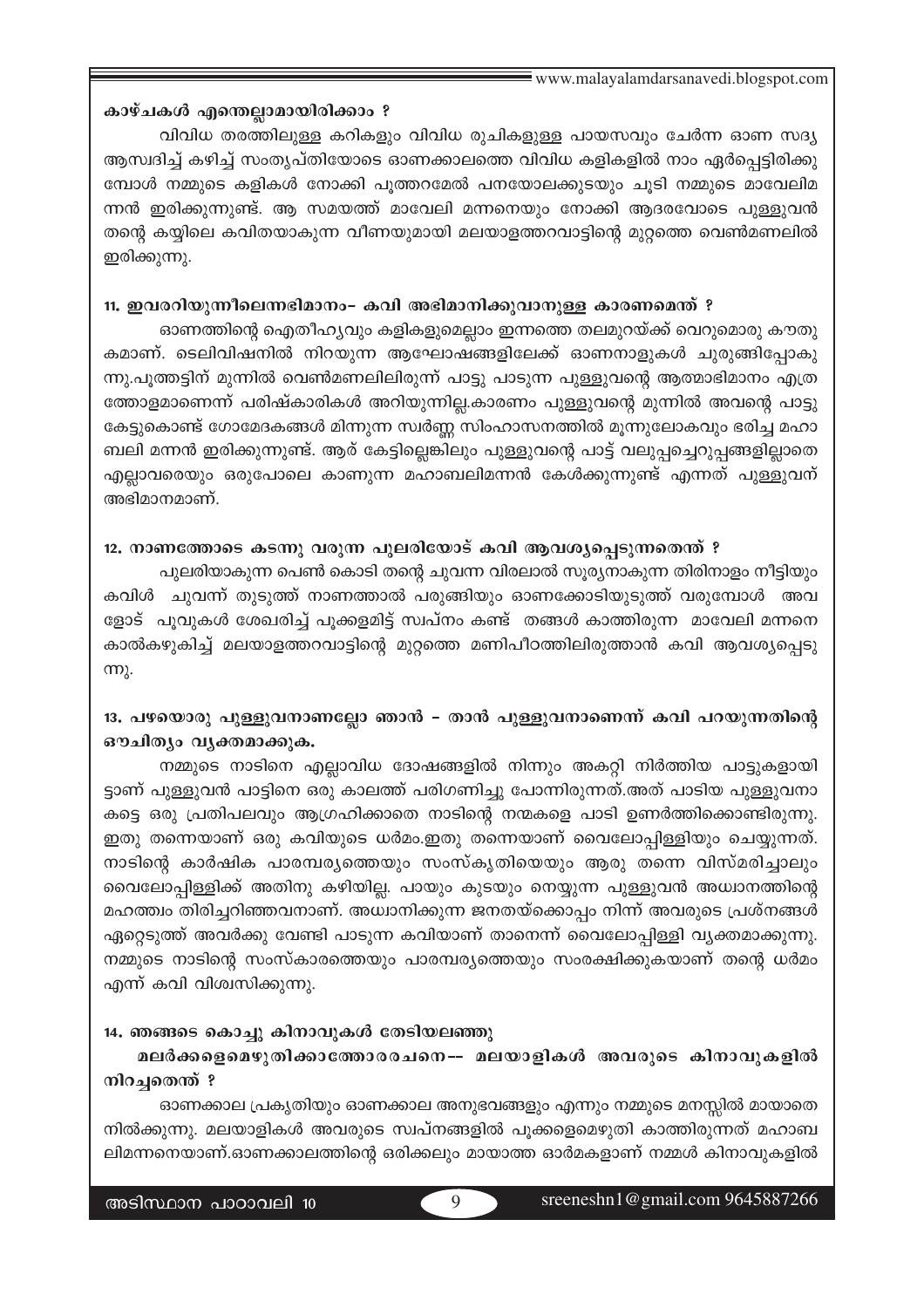**കാഴ്ചകൾ എന്തെല്ലാമായിരിക്കാം ?**

വിവിധ തരത്തിലുള്ള കറികളും വിവിധ രുചികളുള്ള പായസവും ചേർന്ന ഓണ സദ്യ ആസ്വദിച്ച് കഴിച്ച് സംതൃപ്തിയോടെ ഓണക്കാലത്തെ വിവിധ കളികളിൽ നാം ഏർപ്പെട്ടിരിക്കുമ്പോൾ നമ്മുടെ കളികൾ നോക്കി പൂത്തറമേൽ പനയോലക്കുടയും ചൂടി നമ്മുടെ മാവേലിമന്നൻ ഇരിക്കുന്നുണ്ട്. ആ സമയത്ത് മാവേലി മന്നനെയും നോക്കി ആദരവോടെ പുള്ളുവൻ തന്റെ കയ്യിലെ കവിതയാകുന്ന വീണയുമായി മലയാളത്തറവാട്ടിന്റെ മുറ്റത്തെ വെൺമണലിൽ ഇരിക്കുന്നു.

**11. ഇവരറിയുന്നീലെന്നഭിമാനം- കവി അഭിമാനിക്കുവാനുള്ള കാരണമെന്ത് ?**

ഓണത്തിന്റെ ഐതീഹ്യവും കളികളുമെല്ലാം ഇന്നത്തെ തലമുറയ്ക്ക് വെറുമൊരു കൗതുകമാണ്. ടെലിവിഷനിൽ നിറയുന്ന ആഘോഷങ്ങളിലേക്ക് ഓണനാളുകൾ ചുരുങ്ങിപ്പോകുന്നു.പൂത്തട്ടിന് മുന്നിൽ വെൺമണലിലിരുന്ന് പാട്ടു പാടുന്ന പുള്ളുവന്റെ ആത്മാഭിമാനം എത്രത്തോളമാണെന്ന് പരിഷ്കാരികൾ അറിയുന്നില്ല.കാരണം പുള്ളുവന്റെ മുന്നിൽ അവന്റെ പാട്ടു കേട്ടുകൊണ്ട് ഗോമേദകങ്ങൾ മിന്നുന്ന സ്വർണ്ണ സിംഹാസനത്തിൽ മൂന്നുലോകവും ഭരിച്ച മഹാബലി മന്നൻ ഇരിക്കുന്നുണ്ട്. ആര് കേട്ടില്ലെങ്കിലും പുള്ളുവന്റെ പാട്ട് വലുപ്പച്ചെറുപ്പങ്ങളില്ലാതെ എല്ലാവരെയും ഒരുപോലെ കാണുന്ന മഹാബലിമന്നൻ കേൾക്കുന്നുണ്ട് എന്നത് പുള്ളുവന് അഭിമാനമാണ്.

**12. നാണത്തോടെ കടന്നു വരുന്ന പുലരിയോട് കവി ആവശ്യപ്പെടുന്നതെന്ത് ?**

പുലരിയാകുന്ന പെൺ കൊടി തന്റെ ചുവന്ന വിരലാൽ സൂര്യനാകുന്ന തിരിനാളം നീട്ടിയും കവിൾ ചുവന്ന് തുടുത്ത് നാണത്താൽ പരുങ്ങിയും ഓണക്കോടിയുടുത്ത് വരുമ്പോൾ അവളോട് പൂവുകൾ ശേഖരിച്ച് പൂക്കളമിട്ട് സ്വപ്നം കണ്ട് തങ്ങൾ കാത്തിരുന്ന മാവേലി മന്നനെ കാൽകഴുകിച്ച് മലയാളത്തറവാട്ടിന്റെ മുറ്റത്തെ മണിപീഠത്തിലിരുത്താൻ കവി ആവശ്യപ്പെടുന്നു.

**13. പഴയൊരു പുള്ളുവനാണല്ലോ ഞാൻ - താൻ പുള്ളുവനാണെന്ന് കവി പറയുന്നതിന്റെ ഔചിത്യം വ്യക്തമാക്കുക.**

നമ്മുടെ നാടിനെ എല്ലാവിധ ദോഷങ്ങളിൽ നിന്നും അകറ്റി നിർത്തിയ പാട്ടുകളായിട്ടാണ് പുള്ളുവൻ പാട്ടിനെ ഒരു കാലത്ത് പരിഗണിച്ചു പോന്നിരുന്നത്.അത് പാടിയ പുള്ളുവനാകട്ടെ ഒരു പ്രതിപലവും ആഗ്രഹിക്കാതെ നാടിന്റെ നന്മകളെ പാടി ഉണർത്തിക്കൊണ്ടിരുന്നു. ഇതു തന്നെയാണ് ഒരു കവിയുടെ ധർമം.ഇതു തന്നെയാണ് വൈലോപ്പിള്ളിയും ചെയ്യുന്നത്. നാടിന്റെ കാർഷിക പാരമ്പര്യത്തെയും സംസ്കൃതിയെയും ആരു തന്നെ വിസ്മരിച്ചാലും വൈലോപ്പിള്ളിക്ക് അതിനു കഴിയില്ല. പായും കുടയും നെയ്യുന്ന പുള്ളുവൻ അധ്വാനത്തിന്റെ മഹത്ത്വം തിരിച്ചറിഞ്ഞവനാണ്. അധ്വാനിക്കുന്ന ജനതയ്ക്കൊപ്പം നിന്ന് അവരുടെ പ്രശ്നങ്ങൾ ഏറ്റെടുത്ത് അവർക്കു വേണ്ടി പാടുന്ന കവിയാണ് താനെന്ന് വൈലോപ്പിള്ളി വ്യക്തമാക്കുന്നു. നമ്മുടെ നാടിന്റെ സംസ്കാരത്തെയും പാരമ്പര്യത്തെയും സംരക്ഷിക്കുകയാണ് തന്റെ ധർമം എന്ന് കവി വിശ്വസിക്കുന്നു.

**14. ഞങ്ങടെ കൊച്ചു കിനാവുകൾ തേടിയലഞ്ഞു**
**മലർക്കളമെഴുതിക്കാത്തോരരചനെ-- മലയാളികൾ അവരുടെ കിനാവുകളിൽ നിറച്ചതെന്ത് ?**

ഓണക്കാല പ്രകൃതിയും ഓണക്കാല അനുഭവങ്ങളും എന്നും നമ്മുടെ മനസ്സിൽ മായാതെ നിൽക്കുന്നു. മലയാളികൾ അവരുടെ സ്വപ്നങ്ങളിൽ പൂക്കളമെഴുതി കാത്തിരുന്നത് മഹാബലിമന്നനെയാണ്.ഓണക്കാലത്തിന്റെ ഒരിക്കലും മായാത്ത ഓർമകളാണ് നമ്മൾ കിനാവുകളിൽ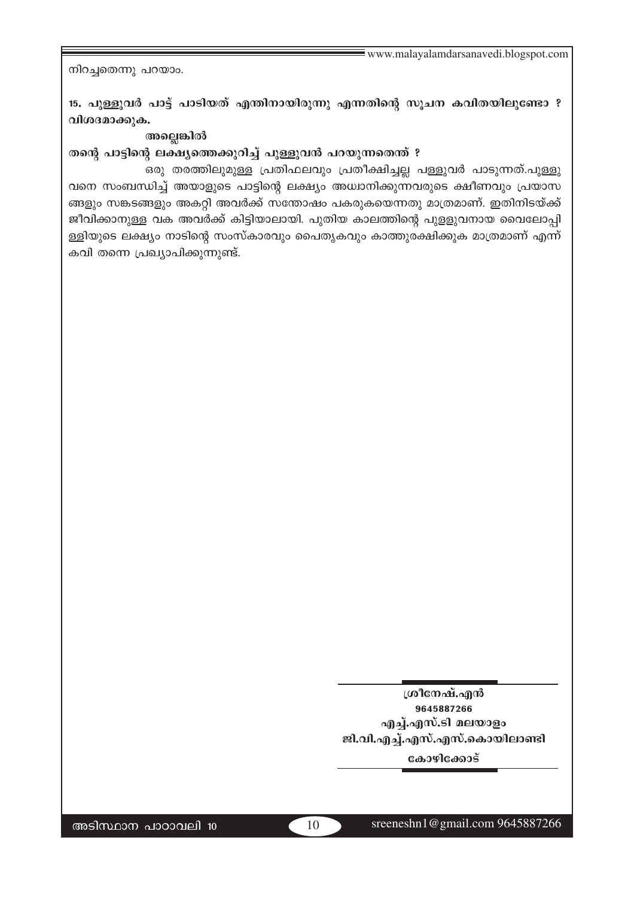നിറച്ചതെന്നു പറയാം.

**15. പുള്ളുവർ പാട്ട് പാടിയത് എന്തിനായിരുന്നു എന്നതിന്റെ സൂചന കവിതയിലുണ്ടോ ? വിശദമാക്കുക.**

**അല്ലെങ്കിൽ**

**തന്റെ പാട്ടിന്റെ ലക്ഷ്യത്തെക്കുറിച്ച് പുള്ളുവൻ പറയുന്നതെന്ത് ?**

ഒരു തരത്തിലുമുള്ള പ്രതിഫലവും പ്രതീക്ഷിച്ചല്ല പള്ളുവർ പാടുന്നത്.പുള്ളുവനെ സംബന്ധിച്ച് അയാളുടെ പാട്ടിന്റെ ലക്ഷ്യം അധ്വാനിക്കുന്നവരുടെ ക്ഷീണവും പ്രയാസങ്ങളും സങ്കടങ്ങളും അകറ്റി അവർക്ക് സന്തോഷം പകരുകയെന്നതു മാത്രമാണ്. ഇതിനിടയ്ക്ക് ജീവിക്കാനുള്ള വക അവർക്ക് കിട്ടിയാലായി. പുതിയ കാലത്തിന്റെ പുള്ളുവനായ വൈലോപ്പിള്ളിയുടെ ലക്ഷ്യം നാടിന്റെ സംസ്കാരവും പൈതൃകവും കാത്തുരക്ഷിക്കുക മാത്രമാണ് എന്ന് കവി തന്നെ പ്രഖ്യാപിക്കുന്നുണ്ട്.

ശ്രീനേഷ്.എൻ
9645887266
എച്ച്.എസ്.ടി മലയാളം
ജി.വി.എച്ച്.എസ്.എസ്.കൊയിലാണ്ടി
കോഴിക്കോട്